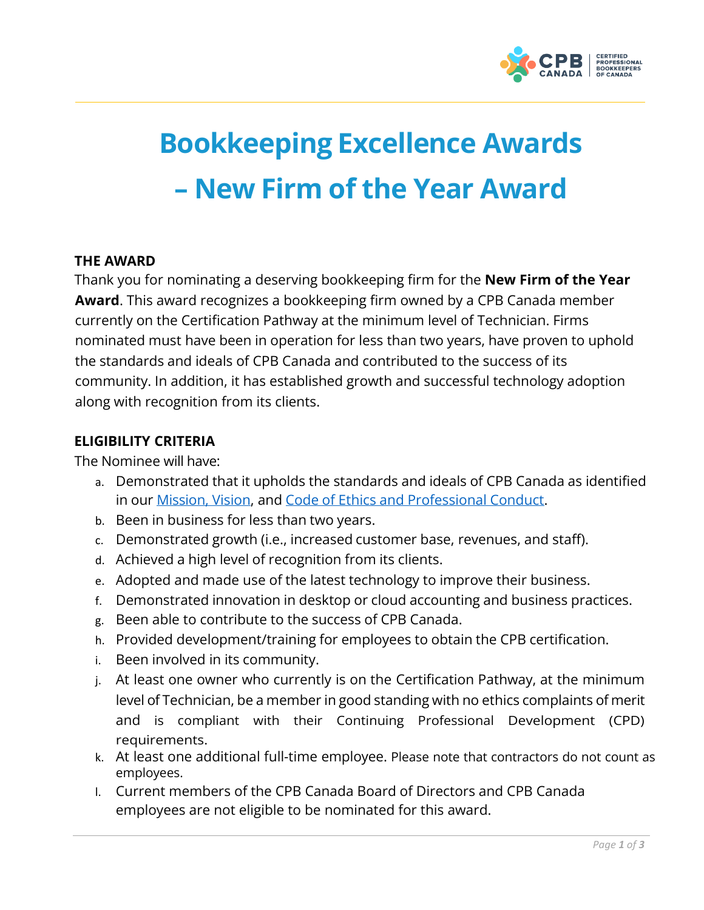# Bookkeeping Excellence Awards – New Firm of the Year Award

## THE AWARD

Thank you for nominating a deserving bookkeeping firm for the **New Firm of the Year Award**. This award recognizes a bookkeeping firm owned by a CPB Canada member currently on the Certification Pathway at the minimum level of Technician. Firms nominated must have been in operation for less than two years, have proven to uphold the standards and ideals of CPB Canada and contributed to the success of its community. In addition, it has established growth and successful technology adoption along with recognition from its clients.

## ELIGIBILITY CRITERIA

The Nominee will have:

a. Demonstrated that it upholds the standards and ideals of CPB Canada as identified in our Mission, Vision, and Code of Ethics and Professional Conduct.
b. Been in business for less than two years.
c. Demonstrated growth (i.e., increased customer base, revenues, and staff).
d. Achieved a high level of recognition from its clients.
e. Adopted and made use of the latest technology to improve their business.
f. Demonstrated innovation in desktop or cloud accounting and business practices.
g. Been able to contribute to the success of CPB Canada.
h. Provided development/training for employees to obtain the CPB certification.
i. Been involved in its community.
j. At least one owner who currently is on the Certification Pathway, at the minimum level of Technician, be a member in good standing with no ethics complaints of merit and is compliant with their Continuing Professional Development (CPD) requirements.
k. At least one additional full-time employee. Please note that contractors do not count as employees.
l. Current members of the CPB Canada Board of Directors and CPB Canada employees are not eligible to be nominated for this award.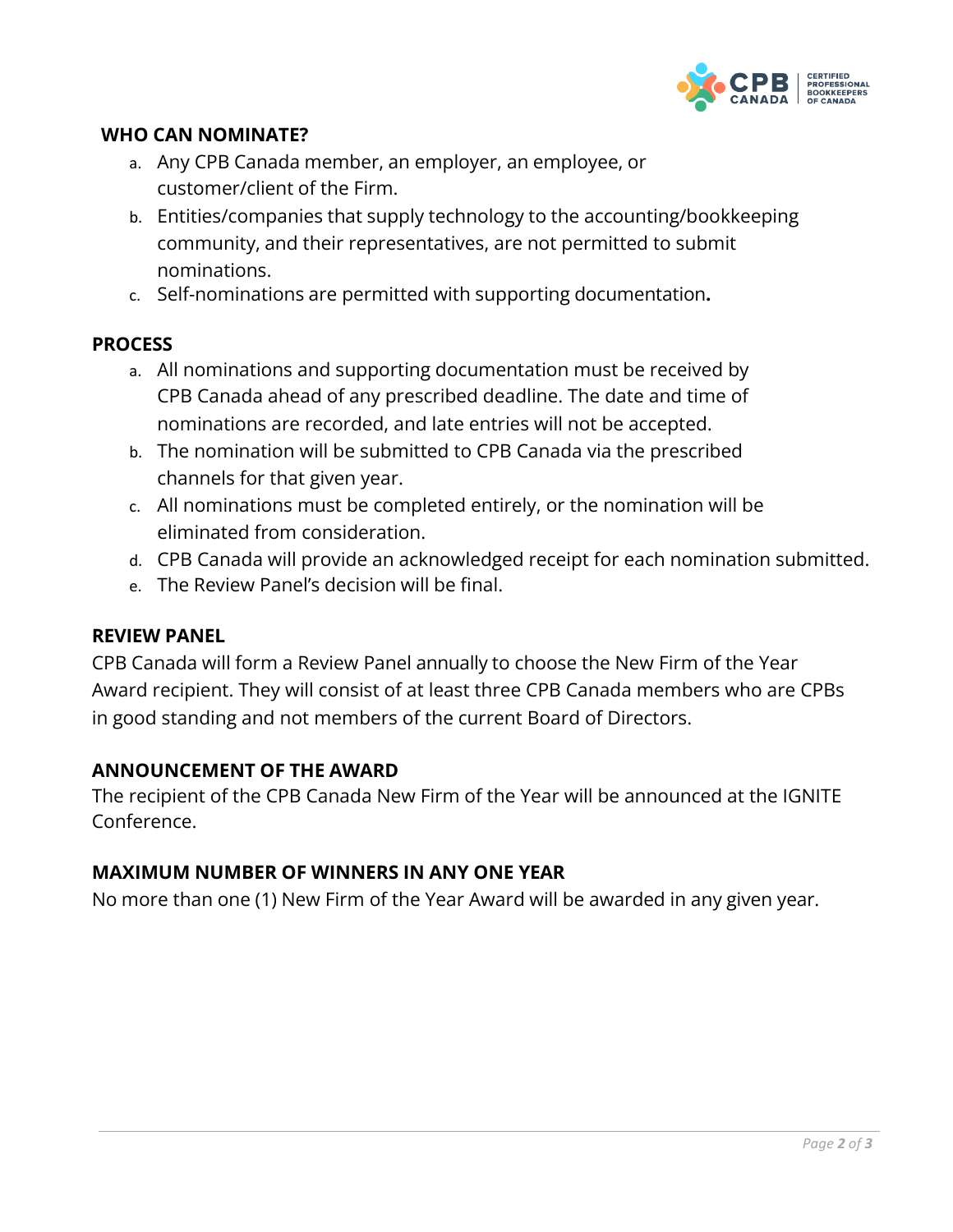## WHO CAN NOMINATE?

a. Any CPB Canada member, an employer, an employee, or customer/client of the Firm.
b. Entities/companies that supply technology to the accounting/bookkeeping community, and their representatives, are not permitted to submit nominations.
c. Self-nominations are permitted with supporting documentation**.**

## PROCESS

a. All nominations and supporting documentation must be received by CPB Canada ahead of any prescribed deadline. The date and time of nominations are recorded, and late entries will not be accepted.
b. The nomination will be submitted to CPB Canada via the prescribed channels for that given year.
c. All nominations must be completed entirely, or the nomination will be eliminated from consideration.
d. CPB Canada will provide an acknowledged receipt for each nomination submitted.
e. The Review Panel's decision will be final.

## REVIEW PANEL

CPB Canada will form a Review Panel annually to choose the New Firm of the Year Award recipient. They will consist of at least three CPB Canada members who are CPBs in good standing and not members of the current Board of Directors.

## ANNOUNCEMENT OF THE AWARD

The recipient of the CPB Canada New Firm of the Year will be announced at the IGNITE Conference.

## MAXIMUM NUMBER OF WINNERS IN ANY ONE YEAR

No more than one (1) New Firm of the Year Award will be awarded in any given year.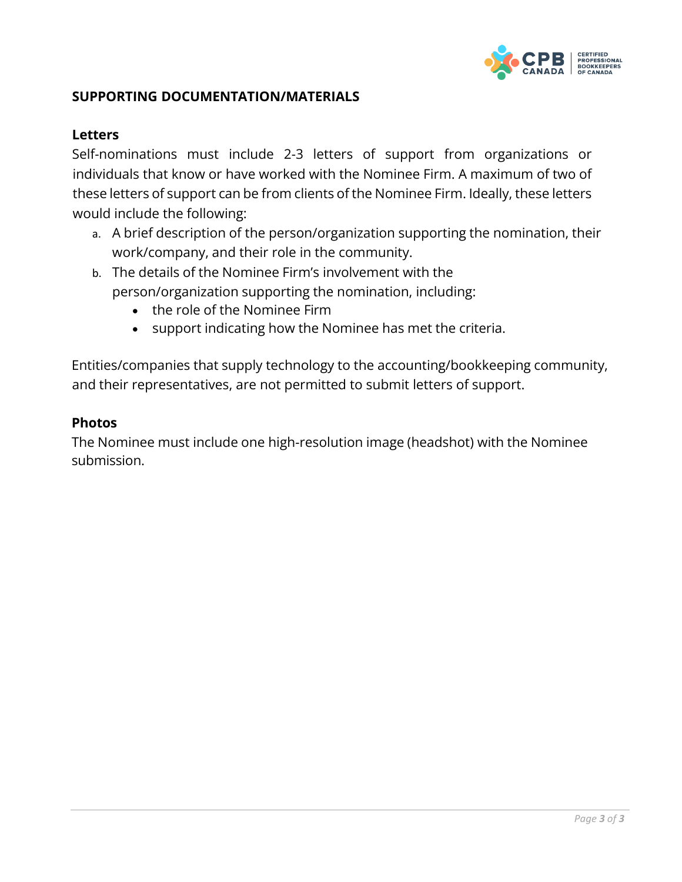## SUPPORTING DOCUMENTATION/MATERIALS

### Letters

Self-nominations must include 2-3 letters of support from organizations or individuals that know or have worked with the Nominee Firm. A maximum of two of these letters of support can be from clients of the Nominee Firm. Ideally, these letters would include the following:

a. A brief description of the person/organization supporting the nomination, their work/company, and their role in the community.
b. The details of the Nominee Firm's involvement with the person/organization supporting the nomination, including:
    - the role of the Nominee Firm
    - support indicating how the Nominee has met the criteria.

Entities/companies that supply technology to the accounting/bookkeeping community, and their representatives, are not permitted to submit letters of support.

### Photos

The Nominee must include one high-resolution image (headshot) with the Nominee submission.